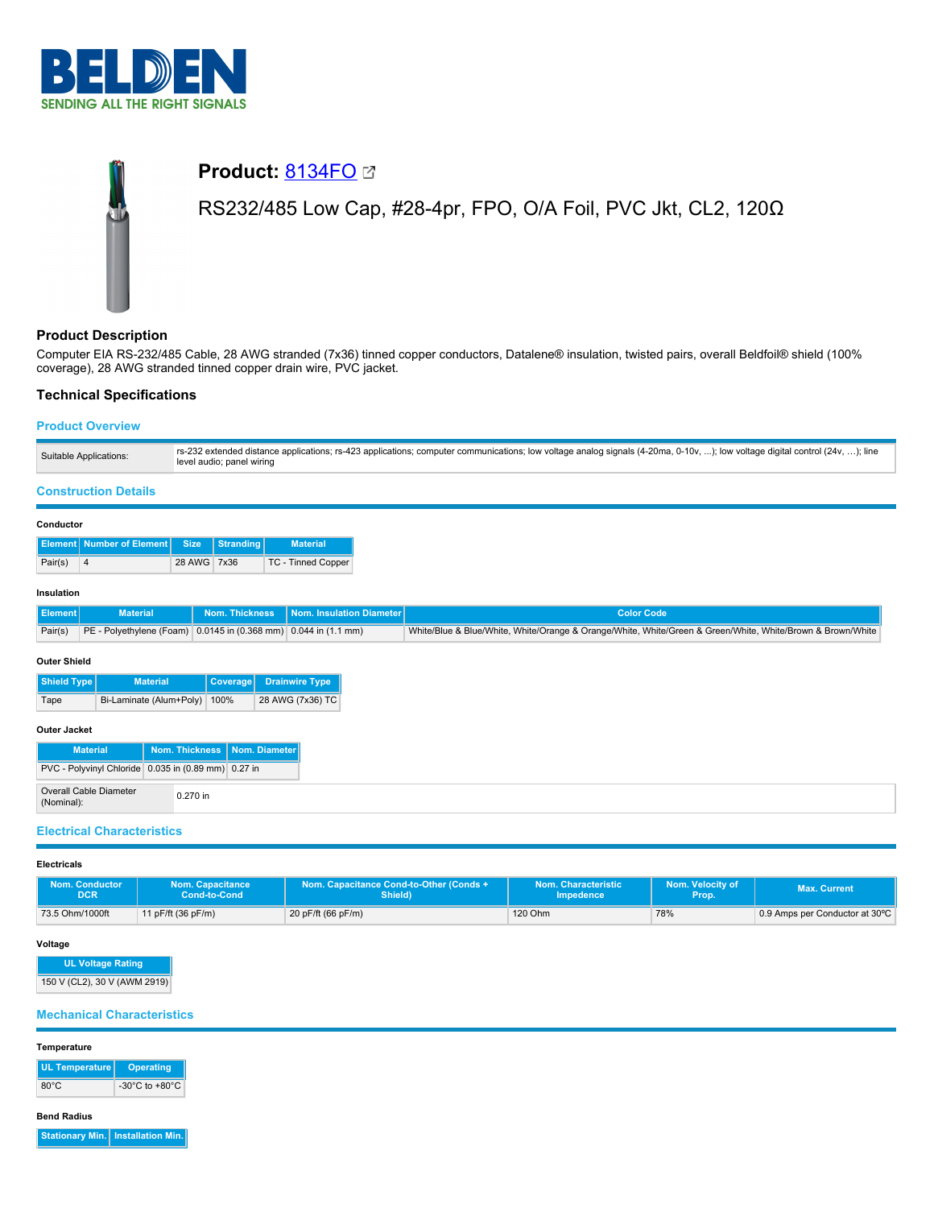# BELDEN

SENDING ALL THE RIGHT SIGNALS

## Product: 8134FO

RS232/485 Low Cap, #28-4pr, FPO, O/A Foil, PVC Jkt, CL2, 120Ω

### Product Description

Computer EIA RS-232/485 Cable, 28 AWG stranded (7x36) tinned copper conductors, Datalene® insulation, twisted pairs, overall Beldfoil® shield (100% coverage), 28 AWG stranded tinned copper drain wire, PVC jacket.

### Technical Specifications

#### Product Overview

| Suitable Applications: | rs-232 extended distance applications; rs-423 applications; computer communications; low voltage analog signals (4-20ma, 0-10v, ...); low voltage digital control (24v, ...); line level audio; panel wiring |
|---|---|

#### Construction Details

**Conductor**

| Element | Number of Element | Size | Stranding | Material |
|---|---|---|---|---|
| Pair(s) | 4 | 28 AWG | 7x36 | TC - Tinned Copper |

**Insulation**

| Element | Material | Nom. Thickness | Nom. Insulation Diameter | Color Code |
|---|---|---|---|---|
| Pair(s) | PE - Polyethylene (Foam) | 0.0145 in (0.368 mm) | 0.044 in (1.1 mm) | White/Blue & Blue/White, White/Orange & Orange/White, White/Green & Green/White, White/Brown & Brown/White |

**Outer Shield**

| Shield Type | Material | Coverage | Drainwire Type |
|---|---|---|---|
| Tape | Bi-Laminate (Alum+Poly) | 100% | 28 AWG (7x36) TC |

**Outer Jacket**

| Material | Nom. Thickness | Nom. Diameter |
|---|---|---|
| PVC - Polyvinyl Chloride | 0.035 in (0.89 mm) | 0.27 in |

| Overall Cable Diameter (Nominal): | 0.270 in |
|---|---|

#### Electrical Characteristics

**Electricals**

| Nom. Conductor DCR | Nom. Capacitance Cond-to-Cond | Nom. Capacitance Cond-to-Other (Conds + Shield) | Nom. Characteristic Impedence | Nom. Velocity of Prop. | Max. Current |
|---|---|---|---|---|---|
| 73.5 Ohm/1000ft | 11 pF/ft (36 pF/m) | 20 pF/ft (66 pF/m) | 120 Ohm | 78% | 0.9 Amps per Conductor at 30ºC |

**Voltage**

| UL Voltage Rating |
|---|
| 150 V (CL2), 30 V (AWM 2919) |

#### Mechanical Characteristics

**Temperature**

| UL Temperature | Operating |
|---|---|
| 80°C | -30°C to +80°C |

**Bend Radius**

| Stationary Min. | Installation Min. |
|---|---|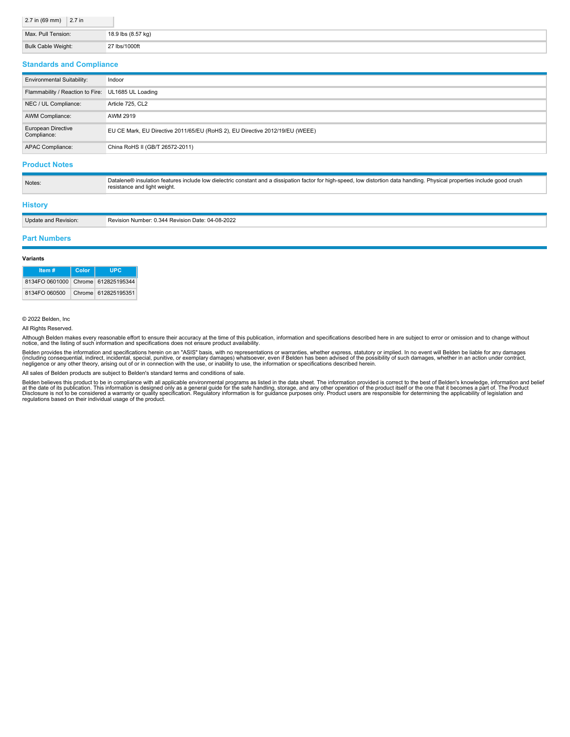| | |
|---|---|
| 2.7 in (69 mm) | 2.7 in |

| | |
|---|---|
| Max. Pull Tension: | 18.9 lbs (8.57 kg) |
| Bulk Cable Weight: | 27 lbs/1000ft |

## Standards and Compliance

| | |
|---|---|
| Environmental Suitability: | Indoor |
| Flammability / Reaction to Fire: | UL1685 UL Loading |
| NEC / UL Compliance: | Article 725, CL2 |
| AWM Compliance: | AWM 2919 |
| European Directive Compliance: | EU CE Mark, EU Directive 2011/65/EU (RoHS 2), EU Directive 2012/19/EU (WEEE) |
| APAC Compliance: | China RoHS II (GB/T 26572-2011) |

## Product Notes

| | |
|---|---|
| Notes: | Datalene® insulation features include low dielectric constant and a dissipation factor for high-speed, low distortion data handling. Physical properties include good crush resistance and light weight. |

## History

| | |
|---|---|
| Update and Revision: | Revision Number: 0.344 Revision Date: 04-08-2022 |

## Part Numbers

**Variants**

| Item # | Color | UPC |
|---|---|---|
| 8134FO 0601000 | Chrome | 612825195344 |
| 8134FO 060500 | Chrome | 612825195351 |

© 2022 Belden, Inc

All Rights Reserved.

Although Belden makes every reasonable effort to ensure their accuracy at the time of this publication, information and specifications described here in are subject to error or omission and to change without notice, and the listing of such information and specifications does not ensure product availability.

Belden provides the information and specifications herein on an "ASIS" basis, with no representations or warranties, whether express, statutory or implied. In no event will Belden be liable for any damages (including consequential, indirect, incidental, special, punitive, or exemplary damages) whatsoever, even if Belden has been advised of the possibility of such damages, whether in an action under contract, negligence or any other theory, arising out of or in connection with the use, or inability to use, the information or specifications described herein.

All sales of Belden products are subject to Belden's standard terms and conditions of sale.

Belden believes this product to be in compliance with all applicable environmental programs as listed in the data sheet. The information provided is correct to the best of Belden's knowledge, information and belief at the date of its publication. This information is designed only as a general guide for the safe handling, storage, and any other operation of the product itself or the one that it becomes a part of. The Product Disclosure is not to be considered a warranty or quality specification. Regulatory information is for guidance purposes only. Product users are responsible for determining the applicability of legislation and regulations based on their individual usage of the product.